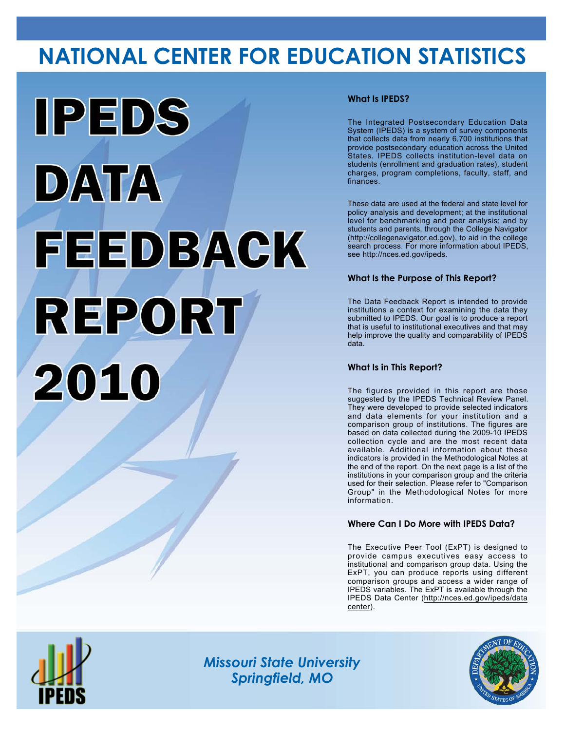# NATIONAL CENTER FOR EDUCATION STATISTICS

# IPEDS DATA FEEDBACK REPORT 2010

### What Is IPEDS?

The Integrated Postsecondary Education Data System (IPEDS) is a system of survey components that collects data from nearly 6,700 institutions that provide postsecondary education across the United States. IPEDS collects institution-level data on students (enrollment and graduation rates), student charges, program completions, faculty, staff, and finances.

These data are used at the federal and state level for policy analysis and development; at the institutional level for benchmarking and peer analysis; and by students and parents, through the College Navigator (http://collegenavigator.ed.gov), to aid in the college search process. For more information about IPEDS, see http://nces.ed.gov/ipeds.

### What Is the Purpose of This Report?

The Data Feedback Report is intended to provide institutions a context for examining the data they submitted to IPEDS. Our goal is to produce a report that is useful to institutional executives and that may help improve the quality and comparability of IPEDS data.

### What Is in This Report?

The figures provided in this report are those suggested by the IPEDS Technical Review Panel. They were developed to provide selected indicators and data elements for your institution and a comparison group of institutions. The figures are based on data collected during the 2009-10 IPEDS collection cycle and are the most recent data available. Additional information about these indicators is provided in the Methodological Notes at the end of the report. On the next page is a list of the institutions in your comparison group and the criteria used for their selection. Please refer to "Comparison Group" in the Methodological Notes for more information.

### Where Can I Do More with IPEDS Data?

The Executive Peer Tool (ExPT) is designed to provide campus executives easy access to institutional and comparison group data. Using the ExPT, you can produce reports using different comparison groups and access a wider range of IPEDS variables. The ExPT is available through the IPEDS Data Center (http://nces.ed.gov/ipeds/datacenter).

*Missouri State University*
*Springfield, MO*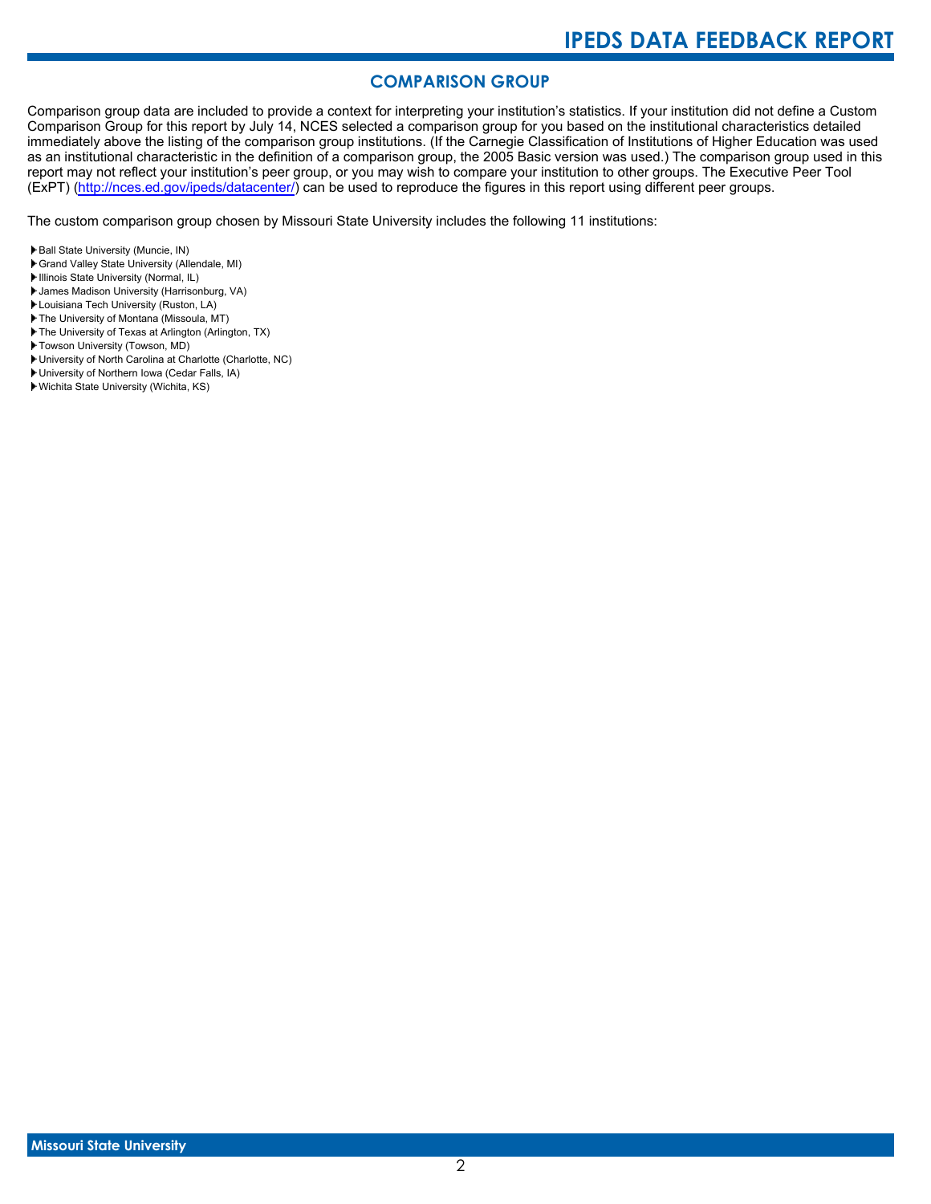## COMPARISON GROUP

Comparison group data are included to provide a context for interpreting your institution's statistics. If your institution did not define a Custom Comparison Group for this report by July 14, NCES selected a comparison group for you based on the institutional characteristics detailed immediately above the listing of the comparison group institutions. (If the Carnegie Classification of Institutions of Higher Education was used as an institutional characteristic in the definition of a comparison group, the 2005 Basic version was used.) The comparison group used in this report may not reflect your institution's peer group, or you may wish to compare your institution to other groups. The Executive Peer Tool (ExPT) (http://nces.ed.gov/ipeds/datacenter/) can be used to reproduce the figures in this report using different peer groups.

The custom comparison group chosen by Missouri State University includes the following 11 institutions:

- Ball State University (Muncie, IN)
- Grand Valley State University (Allendale, MI)
- Illinois State University (Normal, IL)
- James Madison University (Harrisonburg, VA)
- Louisiana Tech University (Ruston, LA)
- The University of Montana (Missoula, MT)
- The University of Texas at Arlington (Arlington, TX)
- Towson University (Towson, MD)
- University of North Carolina at Charlotte (Charlotte, NC)
- University of Northern Iowa (Cedar Falls, IA)
- Wichita State University (Wichita, KS)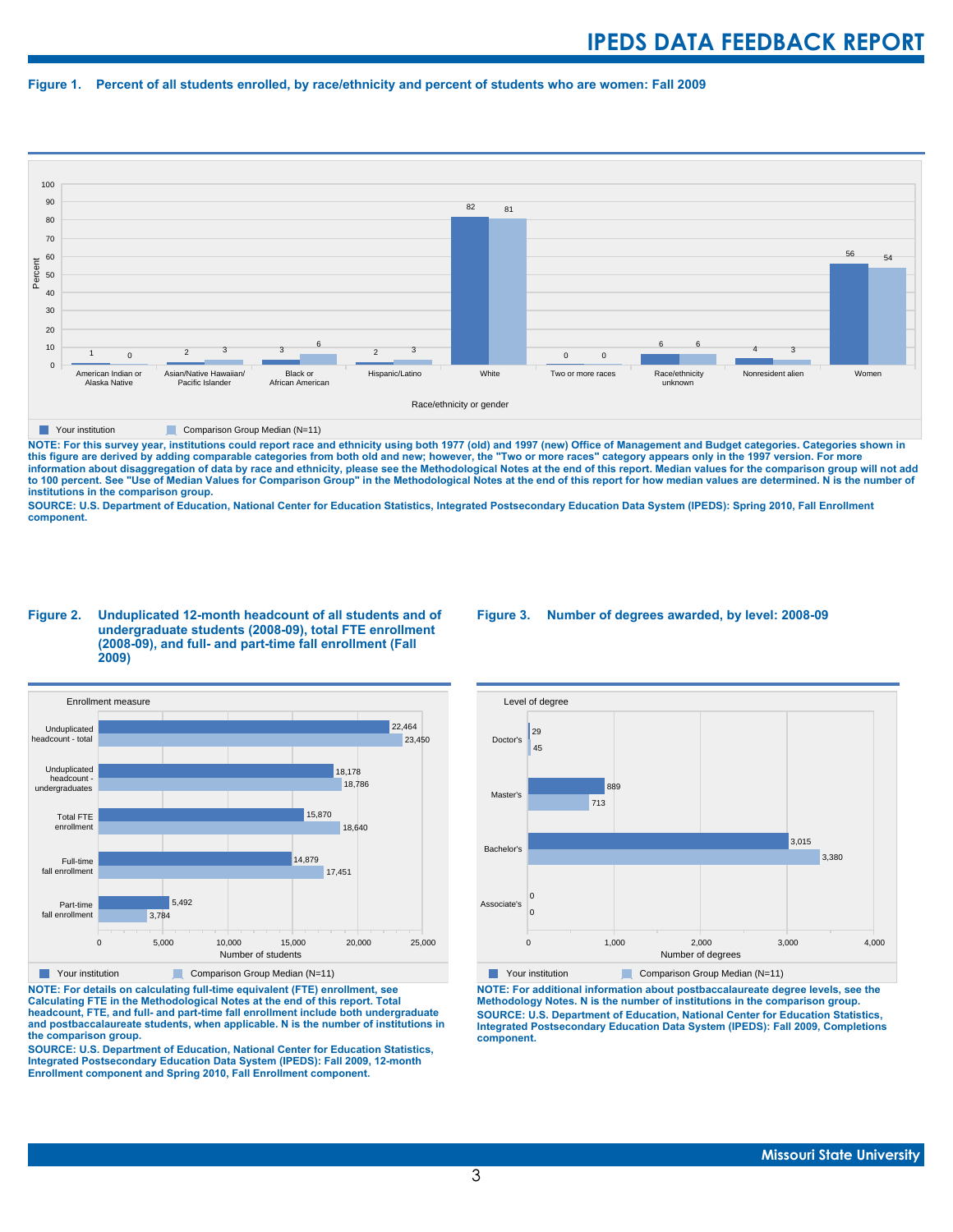**Figure 1. Percent of all students enrolled, by race/ethnicity and percent of students who are women: Fall 2009**

| Race/ethnicity or gender | Your institution | Comparison Group Median (N=11) |
| --- | --- | --- |
| American Indian or Alaska Native | 1 | 0 |
| Asian/Native Hawaiian/ Pacific Islander | 2 | 3 |
| Black or African American | 3 | 6 |
| Hispanic/Latino | 2 | 3 |
| White | 82 | 81 |
| Two or more races | 0 | 0 |
| Race/ethnicity unknown | 6 | 6 |
| Nonresident alien | 4 | 3 |
| Women | 56 | 54 |

**NOTE: For this survey year, institutions could report race and ethnicity using both 1977 (old) and 1997 (new) Office of Management and Budget categories. Categories shown in this figure are derived by adding comparable categories from both old and new; however, the "Two or more races" category appears only in the 1997 version. For more information about disaggregation of data by race and ethnicity, please see the Methodological Notes at the end of this report. Median values for the comparison group will not add to 100 percent. See "Use of Median Values for Comparison Group" in the Methodological Notes at the end of this report for how median values are determined. N is the number of institutions in the comparison group.**

**SOURCE: U.S. Department of Education, National Center for Education Statistics, Integrated Postsecondary Education Data System (IPEDS): Spring 2010, Fall Enrollment component.**

**Figure 2. Unduplicated 12-month headcount of all students and of undergraduate students (2008-09), total FTE enrollment (2008-09), and full- and part-time fall enrollment (Fall 2009)**

| Enrollment measure | Your institution | Comparison Group Median (N=11) |
| --- | --- | --- |
| Unduplicated headcount - total | 22,464 | 23,450 |
| Unduplicated headcount - undergraduates | 18,178 | 18,786 |
| Total FTE enrollment | 15,870 | 18,640 |
| Full-time fall enrollment | 14,879 | 17,451 |
| Part-time fall enrollment | 5,492 | 3,784 |

**NOTE: For details on calculating full-time equivalent (FTE) enrollment, see Calculating FTE in the Methodological Notes at the end of this report. Total headcount, FTE, and full- and part-time fall enrollment include both undergraduate and postbaccalaureate students, when applicable. N is the number of institutions in the comparison group.**

**SOURCE: U.S. Department of Education, National Center for Education Statistics, Integrated Postsecondary Education Data System (IPEDS): Fall 2009, 12-month Enrollment component and Spring 2010, Fall Enrollment component.**

**Figure 3. Number of degrees awarded, by level: 2008-09**

| Level of degree | Your institution | Comparison Group Median (N=11) |
| --- | --- | --- |
| Doctor's | 29 | 45 |
| Master's | 889 | 713 |
| Bachelor's | 3,015 | 3,380 |
| Associate's | 0 | 0 |

**NOTE: For additional information about postbaccalaureate degree levels, see the Methodology Notes. N is the number of institutions in the comparison group.**

**SOURCE: U.S. Department of Education, National Center for Education Statistics, Integrated Postsecondary Education Data System (IPEDS): Fall 2009, Completions component.**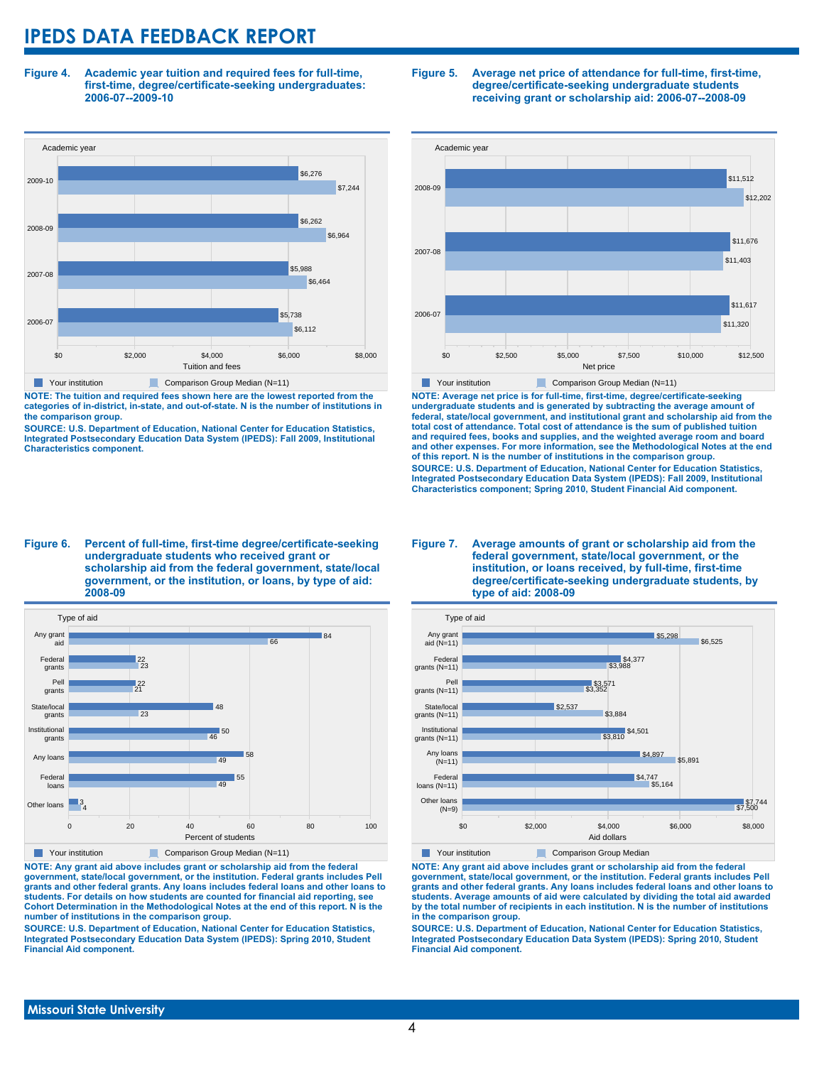# IPEDS DATA FEEDBACK REPORT

**Figure 4. Academic year tuition and required fees for full-time, first-time, degree/certificate-seeking undergraduates: 2006-07--2009-10**

| Academic year | Your institution | Comparison Group Median (N=11) |
|---|---|---|
| 2009-10 | $6,276 | $7,244 |
| 2008-09 | $6,262 | $6,964 |
| 2007-08 | $5,988 | $6,464 |
| 2006-07 | $5,738 | $6,112 |

**NOTE: The tuition and required fees shown here are the lowest reported from the categories of in-district, in-state, and out-of-state. N is the number of institutions in the comparison group.**

**SOURCE: U.S. Department of Education, National Center for Education Statistics, Integrated Postsecondary Education Data System (IPEDS): Fall 2009, Institutional Characteristics component.**

**Figure 5. Average net price of attendance for full-time, first-time, degree/certificate-seeking undergraduate students receiving grant or scholarship aid: 2006-07--2008-09**

| Academic year | Your institution | Comparison Group Median (N=11) |
|---|---|---|
| 2008-09 | $11,512 | $12,202 |
| 2007-08 | $11,676 | $11,403 |
| 2006-07 | $11,617 | $11,320 |

**NOTE: Average net price is for full-time, first-time, degree/certificate-seeking undergraduate students and is generated by subtracting the average amount of federal, state/local government, and institutional grant and scholarship aid from the total cost of attendance. Total cost of attendance is the sum of published tuition and required fees, books and supplies, and the weighted average room and board and other expenses. For more information, see the Methodological Notes at the end of this report. N is the number of institutions in the comparison group.**

**SOURCE: U.S. Department of Education, National Center for Education Statistics, Integrated Postsecondary Education Data System (IPEDS): Fall 2009, Institutional Characteristics component; Spring 2010, Student Financial Aid component.**

**Figure 6. Percent of full-time, first-time degree/certificate-seeking undergraduate students who received grant or scholarship aid from the federal government, state/local government, or the institution, or loans, by type of aid: 2008-09**

| Type of aid | Your institution | Comparison Group Median (N=11) |
|---|---|---|
| Any grant aid | 84 | 66 |
| Federal grants | 22 | 23 |
| Pell grants | 22 | 21 |
| State/local grants | 48 | 23 |
| Institutional grants | 50 | 46 |
| Any loans | 58 | 49 |
| Federal loans | 55 | 49 |
| Other loans | 3 | 4 |

**NOTE: Any grant aid above includes grant or scholarship aid from the federal government, state/local government, or the institution. Federal grants includes Pell grants and other federal grants. Any loans includes federal loans and other loans to students. For details on how students are counted for financial aid reporting, see Cohort Determination in the Methodological Notes at the end of this report. N is the number of institutions in the comparison group.**

**SOURCE: U.S. Department of Education, National Center for Education Statistics, Integrated Postsecondary Education Data System (IPEDS): Spring 2010, Student Financial Aid component.**

**Figure 7. Average amounts of grant or scholarship aid from the federal government, state/local government, or the institution, or loans received, by full-time, first-time degree/certificate-seeking undergraduate students, by type of aid: 2008-09**

| Type of aid | Your institution | Comparison Group Median |
|---|---|---|
| Any grant aid (N=11) | $5,298 | $6,525 |
| Federal grants (N=11) | $4,377 | $3,988 |
| Pell grants (N=11) | $3,571 | $3,352 |
| State/local grants (N=11) | $2,537 | $3,884 |
| Institutional grants (N=11) | $4,501 | $3,810 |
| Any loans (N=11) | $4,897 | $5,891 |
| Federal loans (N=11) | $4,747 | $5,164 |
| Other loans (N=9) | $7,744 | $7,500 |

**NOTE: Any grant aid above includes grant or scholarship aid from the federal government, state/local government, or the institution. Federal grants includes Pell grants and other federal grants. Any loans includes federal loans and other loans to students. Average amounts of aid were calculated by dividing the total aid awarded by the total number of recipients in each institution. N is the number of institutions in the comparison group.**

**SOURCE: U.S. Department of Education, National Center for Education Statistics, Integrated Postsecondary Education Data System (IPEDS): Spring 2010, Student Financial Aid component.**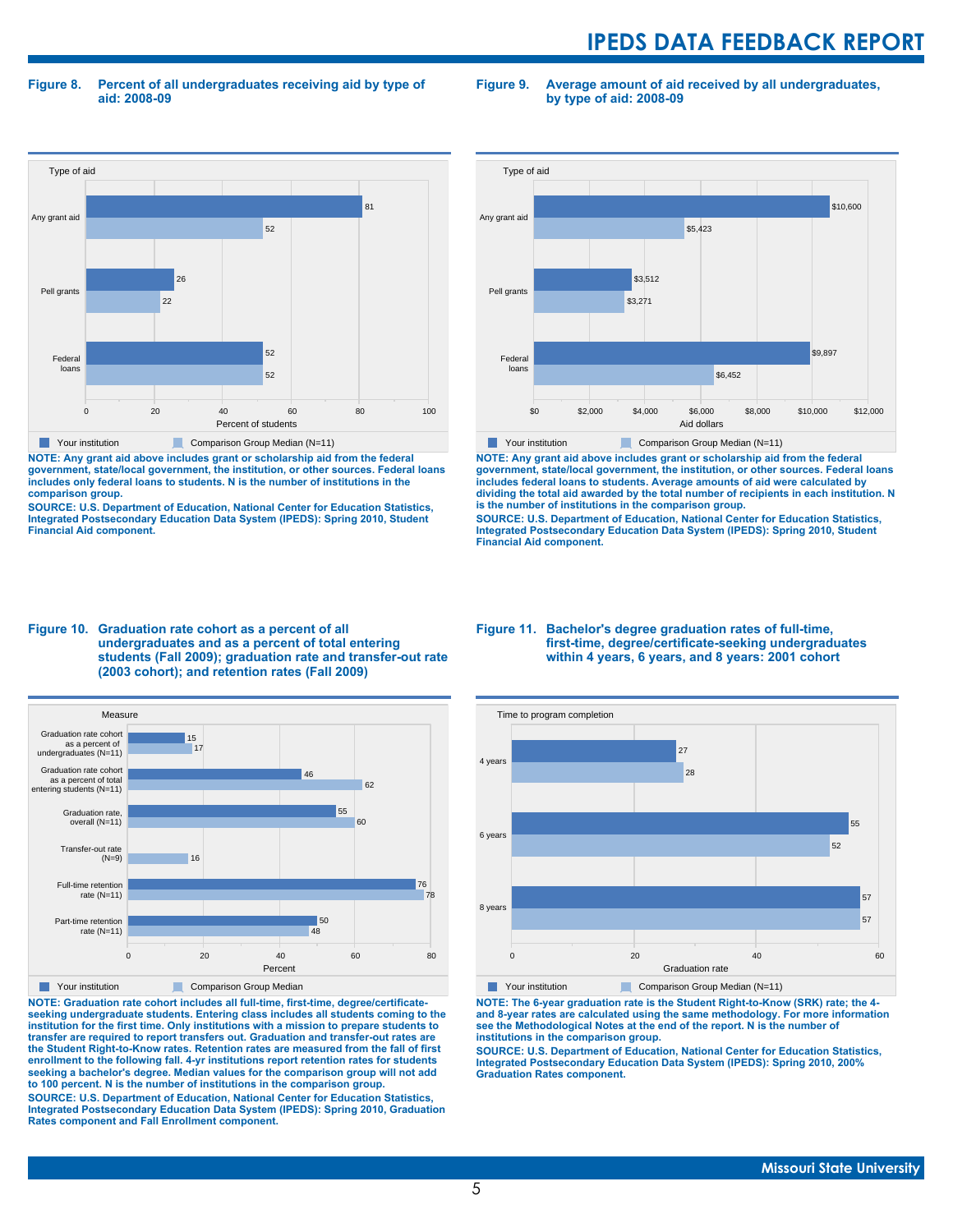**Figure 8. Percent of all undergraduates receiving aid by type of aid: 2008-09**

| Type of aid | Your institution | Comparison Group Median (N=11) |
|---|---|---|
| Any grant aid | 81 | 52 |
| Pell grants | 26 | 22 |
| Federal loans | 52 | 52 |

Percent of students

**NOTE: Any grant aid above includes grant or scholarship aid from the federal government, state/local government, the institution, or other sources. Federal loans includes only federal loans to students. N is the number of institutions in the comparison group.**

**SOURCE: U.S. Department of Education, National Center for Education Statistics, Integrated Postsecondary Education Data System (IPEDS): Spring 2010, Student Financial Aid component.**

**Figure 9. Average amount of aid received by all undergraduates, by type of aid: 2008-09**

| Type of aid | Your institution | Comparison Group Median (N=11) |
|---|---|---|
| Any grant aid | $10,600 | $5,423 |
| Pell grants | $3,512 | $3,271 |
| Federal loans | $9,897 | $6,452 |

Aid dollars

**NOTE: Any grant aid above includes grant or scholarship aid from the federal government, state/local government, the institution, or other sources. Federal loans includes federal loans to students. Average amounts of aid were calculated by dividing the total aid awarded by the total number of recipients in each institution. N is the number of institutions in the comparison group.**

**SOURCE: U.S. Department of Education, National Center for Education Statistics, Integrated Postsecondary Education Data System (IPEDS): Spring 2010, Student Financial Aid component.**

**Figure 10. Graduation rate cohort as a percent of all undergraduates and as a percent of total entering students (Fall 2009); graduation rate and transfer-out rate (2003 cohort); and retention rates (Fall 2009)**

| Measure | Your institution | Comparison Group Median |
|---|---|---|
| Graduation rate cohort as a percent of undergraduates (N=11) | 15 | 17 |
| Graduation rate cohort as a percent of total entering students (N=11) | 46 | 62 |
| Graduation rate, overall (N=11) | 55 | 60 |
| Transfer-out rate (N=9) | | 16 |
| Full-time retention rate (N=11) | 76 | 78 |
| Part-time retention rate (N=11) | 50 | 48 |

Percent

**NOTE: Graduation rate cohort includes all full-time, first-time, degree/certificate-seeking undergraduate students. Entering class includes all students coming to the institution for the first time. Only institutions with a mission to prepare students to transfer are required to report transfers out. Graduation and transfer-out rates are the Student Right-to-Know rates. Retention rates are measured from the fall of first enrollment to the following fall. 4-yr institutions report retention rates for students seeking a bachelor's degree. Median values for the comparison group will not add to 100 percent. N is the number of institutions in the comparison group.**

**SOURCE: U.S. Department of Education, National Center for Education Statistics, Integrated Postsecondary Education Data System (IPEDS): Spring 2010, Graduation Rates component and Fall Enrollment component.**

**Figure 11. Bachelor's degree graduation rates of full-time, first-time, degree/certificate-seeking undergraduates within 4 years, 6 years, and 8 years: 2001 cohort**

| Time to program completion | Your institution | Comparison Group Median (N=11) |
|---|---|---|
| 4 years | 27 | 28 |
| 6 years | 55 | 52 |
| 8 years | 57 | 57 |

Graduation rate

**NOTE: The 6-year graduation rate is the Student Right-to-Know (SRK) rate; the 4- and 8-year rates are calculated using the same methodology. For more information see the Methodological Notes at the end of the report. N is the number of institutions in the comparison group.**

**SOURCE: U.S. Department of Education, National Center for Education Statistics, Integrated Postsecondary Education Data System (IPEDS): Spring 2010, 200% Graduation Rates component.**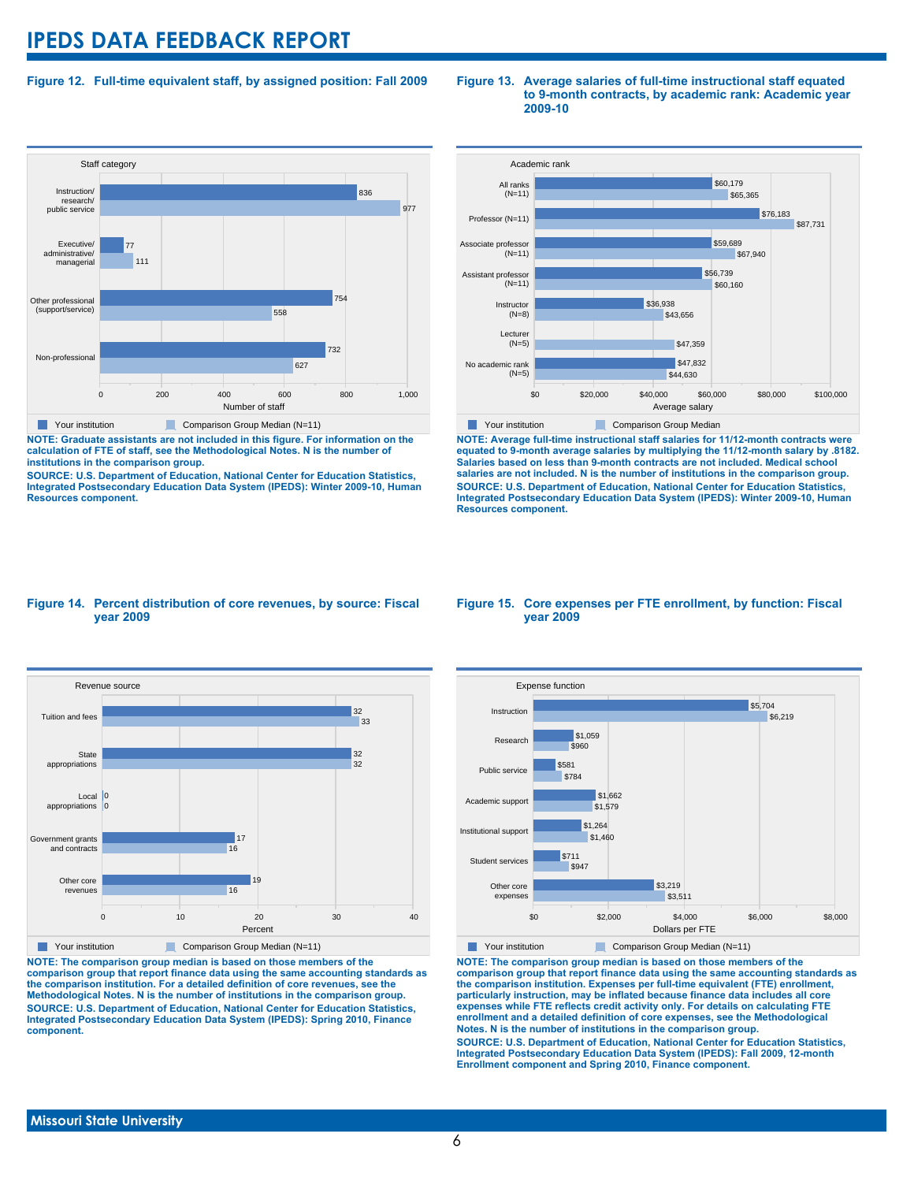# IPEDS DATA FEEDBACK REPORT

**Figure 12. Full-time equivalent staff, by assigned position: Fall 2009**

| Staff category | Your institution | Comparison Group Median (N=11) |
|---|---|---|
| Instruction/ research/ public service | 836 | 977 |
| Executive/ administrative/ managerial | 77 | 111 |
| Other professional (support/service) | 754 | 558 |
| Non-professional | 732 | 627 |

**NOTE: Graduate assistants are not included in this figure. For information on the calculation of FTE of staff, see the Methodological Notes. N is the number of institutions in the comparison group.**

**SOURCE: U.S. Department of Education, National Center for Education Statistics, Integrated Postsecondary Education Data System (IPEDS): Winter 2009-10, Human Resources component.**

**Figure 13. Average salaries of full-time instructional staff equated to 9-month contracts, by academic rank: Academic year 2009-10**

| Academic rank | Your institution | Comparison Group Median |
|---|---|---|
| All ranks (N=11) | $60,179 | $65,365 |
| Professor (N=11) | $76,183 | $87,731 |
| Associate professor (N=11) | $59,689 | $67,940 |
| Assistant professor (N=11) | $56,739 | $60,160 |
| Instructor (N=8) | $36,938 | $43,656 |
| Lecturer (N=5) | | $47,359 |
| No academic rank (N=5) | $47,832 | $44,630 |

**NOTE: Average full-time instructional staff salaries for 11/12-month contracts were equated to 9-month average salaries by multiplying the 11/12-month salary by .8182. Salaries based on less than 9-month contracts are not included. Medical school salaries are not included. N is the number of institutions in the comparison group.**

**SOURCE: U.S. Department of Education, National Center for Education Statistics, Integrated Postsecondary Education Data System (IPEDS): Winter 2009-10, Human Resources component.**

**Figure 14. Percent distribution of core revenues, by source: Fiscal year 2009**

| Revenue source | Your institution | Comparison Group Median (N=11) |
|---|---|---|
| Tuition and fees | 32 | 33 |
| State appropriations | 32 | 32 |
| Local appropriations | 0 | 0 |
| Government grants and contracts | 17 | 16 |
| Other core revenues | 19 | 16 |

**NOTE: The comparison group median is based on those members of the comparison group that report finance data using the same accounting standards as the comparison institution. For a detailed definition of core revenues, see the Methodological Notes. N is the number of institutions in the comparison group.**

**SOURCE: U.S. Department of Education, National Center for Education Statistics, Integrated Postsecondary Education Data System (IPEDS): Spring 2010, Finance component.**

**Figure 15. Core expenses per FTE enrollment, by function: Fiscal year 2009**

| Expense function | Your institution | Comparison Group Median (N=11) |
|---|---|---|
| Instruction | $5,704 | $6,219 |
| Research | $1,059 | $960 |
| Public service | $581 | $784 |
| Academic support | $1,662 | $1,579 |
| Institutional support | $1,264 | $1,460 |
| Student services | $711 | $947 |
| Other core expenses | $3,219 | $3,511 |

**NOTE: The comparison group median is based on those members of the comparison group that report finance data using the same accounting standards as the comparison institution. Expenses per full-time equivalent (FTE) enrollment, particularly instruction, may be inflated because finance data includes all core expenses while FTE reflects credit activity only. For details on calculating FTE enrollment and a detailed definition of core expenses, see the Methodological Notes. N is the number of institutions in the comparison group.**

**SOURCE: U.S. Department of Education, National Center for Education Statistics, Integrated Postsecondary Education Data System (IPEDS): Fall 2009, 12-month Enrollment component and Spring 2010, Finance component.**

**Missouri State University**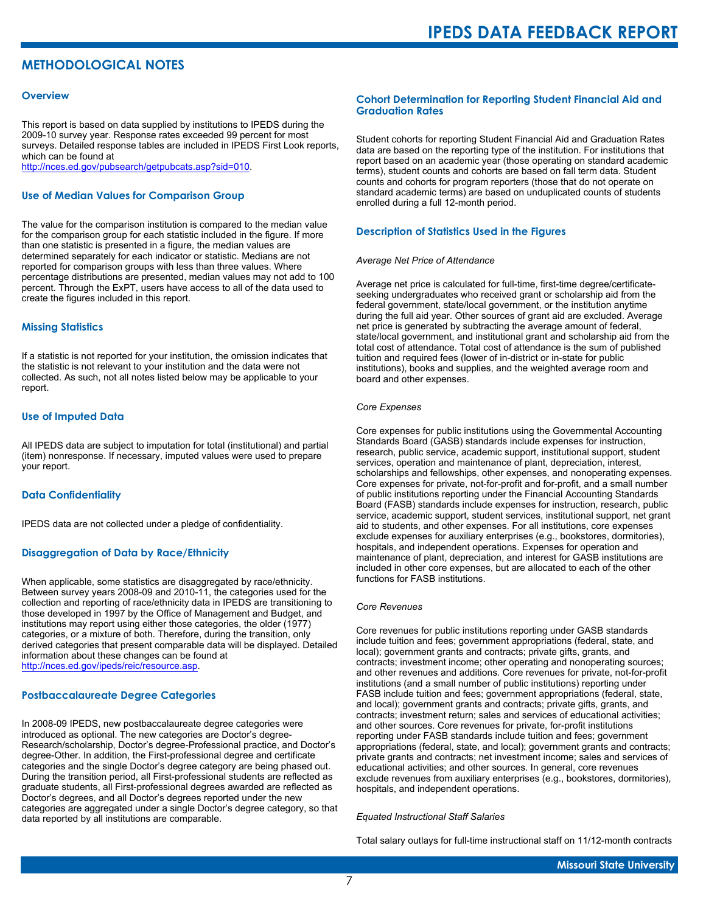# METHODOLOGICAL NOTES

## Overview

This report is based on data supplied by institutions to IPEDS during the 2009-10 survey year. Response rates exceeded 99 percent for most surveys. Detailed response tables are included in IPEDS First Look reports, which can be found at http://nces.ed.gov/pubsearch/getpubcats.asp?sid=010.

## Use of Median Values for Comparison Group

The value for the comparison institution is compared to the median value for the comparison group for each statistic included in the figure. If more than one statistic is presented in a figure, the median values are determined separately for each indicator or statistic. Medians are not reported for comparison groups with less than three values. Where percentage distributions are presented, median values may not add to 100 percent. Through the ExPT, users have access to all of the data used to create the figures included in this report.

## Missing Statistics

If a statistic is not reported for your institution, the omission indicates that the statistic is not relevant to your institution and the data were not collected. As such, not all notes listed below may be applicable to your report.

## Use of Imputed Data

All IPEDS data are subject to imputation for total (institutional) and partial (item) nonresponse. If necessary, imputed values were used to prepare your report.

## Data Confidentiality

IPEDS data are not collected under a pledge of confidentiality.

## Disaggregation of Data by Race/Ethnicity

When applicable, some statistics are disaggregated by race/ethnicity. Between survey years 2008-09 and 2010-11, the categories used for the collection and reporting of race/ethnicity data in IPEDS are transitioning to those developed in 1997 by the Office of Management and Budget, and institutions may report using either those categories, the older (1977) categories, or a mixture of both. Therefore, during the transition, only derived categories that present comparable data will be displayed. Detailed information about these changes can be found at http://nces.ed.gov/ipeds/reic/resource.asp.

## Postbaccalaureate Degree Categories

In 2008-09 IPEDS, new postbaccalaureate degree categories were introduced as optional. The new categories are Doctor's degree-Research/scholarship, Doctor's degree-Professional practice, and Doctor's degree-Other. In addition, the First-professional degree and certificate categories and the single Doctor's degree category are being phased out. During the transition period, all First-professional students are reflected as graduate students, all First-professional degrees awarded are reflected as Doctor's degrees, and all Doctor's degrees reported under the new categories are aggregated under a single Doctor's degree category, so that data reported by all institutions are comparable.

## Cohort Determination for Reporting Student Financial Aid and Graduation Rates

Student cohorts for reporting Student Financial Aid and Graduation Rates data are based on the reporting type of the institution. For institutions that report based on an academic year (those operating on standard academic terms), student counts and cohorts are based on fall term data. Student counts and cohorts for program reporters (those that do not operate on standard academic terms) are based on unduplicated counts of students enrolled during a full 12-month period.

## Description of Statistics Used in the Figures

*Average Net Price of Attendance*

Average net price is calculated for full-time, first-time degree/certificate-seeking undergraduates who received grant or scholarship aid from the federal government, state/local government, or the institution anytime during the full aid year. Other sources of grant aid are excluded. Average net price is generated by subtracting the average amount of federal, state/local government, and institutional grant and scholarship aid from the total cost of attendance. Total cost of attendance is the sum of published tuition and required fees (lower of in-district or in-state for public institutions), books and supplies, and the weighted average room and board and other expenses.

*Core Expenses*

Core expenses for public institutions using the Governmental Accounting Standards Board (GASB) standards include expenses for instruction, research, public service, academic support, institutional support, student services, operation and maintenance of plant, depreciation, interest, scholarships and fellowships, other expenses, and nonoperating expenses. Core expenses for private, not-for-profit and for-profit, and a small number of public institutions reporting under the Financial Accounting Standards Board (FASB) standards include expenses for instruction, research, public service, academic support, student services, institutional support, net grant aid to students, and other expenses. For all institutions, core expenses exclude expenses for auxiliary enterprises (e.g., bookstores, dormitories), hospitals, and independent operations. Expenses for operation and maintenance of plant, depreciation, and interest for GASB institutions are included in other core expenses, but are allocated to each of the other functions for FASB institutions.

*Core Revenues*

Core revenues for public institutions reporting under GASB standards include tuition and fees; government appropriations (federal, state, and local); government grants and contracts; private gifts, grants, and contracts; investment income; other operating and nonoperating sources; and other revenues and additions. Core revenues for private, not-for-profit institutions (and a small number of public institutions) reporting under FASB include tuition and fees; government appropriations (federal, state, and local); government grants and contracts; private gifts, grants, and contracts; investment return; sales and services of educational activities; and other sources. Core revenues for private, for-profit institutions reporting under FASB standards include tuition and fees; government appropriations (federal, state, and local); government grants and contracts; private grants and contracts; net investment income; sales and services of educational activities; and other sources. In general, core revenues exclude revenues from auxiliary enterprises (e.g., bookstores, dormitories), hospitals, and independent operations.

*Equated Instructional Staff Salaries*

Total salary outlays for full-time instructional staff on 11/12-month contracts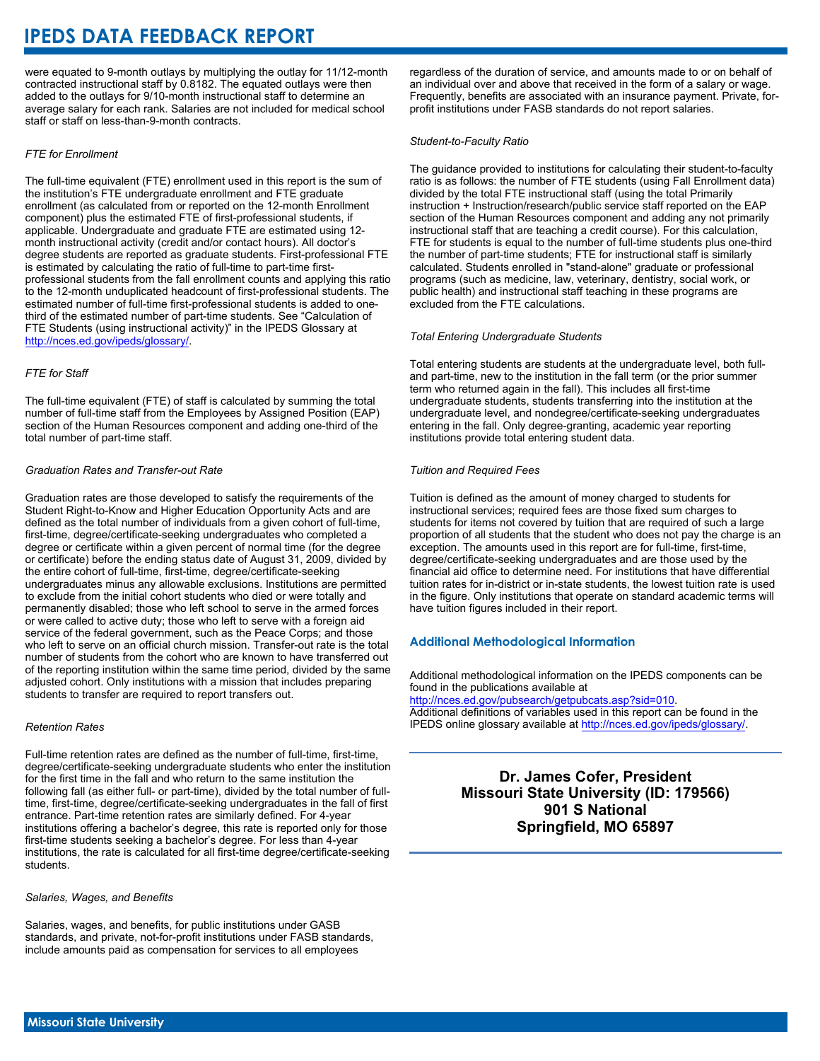were equated to 9-month outlays by multiplying the outlay for 11/12-month contracted instructional staff by 0.8182. The equated outlays were then added to the outlays for 9/10-month instructional staff to determine an average salary for each rank. Salaries are not included for medical school staff or staff on less-than-9-month contracts.

*FTE for Enrollment*

The full-time equivalent (FTE) enrollment used in this report is the sum of the institution's FTE undergraduate enrollment and FTE graduate enrollment (as calculated from or reported on the 12-month Enrollment component) plus the estimated FTE of first-professional students, if applicable. Undergraduate and graduate FTE are estimated using 12-month instructional activity (credit and/or contact hours). All doctor's degree students are reported as graduate students. First-professional FTE is estimated by calculating the ratio of full-time to part-time first-professional students from the fall enrollment counts and applying this ratio to the 12-month unduplicated headcount of first-professional students. The estimated number of full-time first-professional students is added to one-third of the estimated number of part-time students. See "Calculation of FTE Students (using instructional activity)" in the IPEDS Glossary at http://nces.ed.gov/ipeds/glossary/.

*FTE for Staff*

The full-time equivalent (FTE) of staff is calculated by summing the total number of full-time staff from the Employees by Assigned Position (EAP) section of the Human Resources component and adding one-third of the total number of part-time staff.

*Graduation Rates and Transfer-out Rate*

Graduation rates are those developed to satisfy the requirements of the Student Right-to-Know and Higher Education Opportunity Acts and are defined as the total number of individuals from a given cohort of full-time, first-time, degree/certificate-seeking undergraduates who completed a degree or certificate within a given percent of normal time (for the degree or certificate) before the ending status date of August 31, 2009, divided by the entire cohort of full-time, first-time, degree/certificate-seeking undergraduates minus any allowable exclusions. Institutions are permitted to exclude from the initial cohort students who died or were totally and permanently disabled; those who left school to serve in the armed forces or were called to active duty; those who left to serve with a foreign aid service of the federal government, such as the Peace Corps; and those who left to serve on an official church mission. Transfer-out rate is the total number of students from the cohort who are known to have transferred out of the reporting institution within the same time period, divided by the same adjusted cohort. Only institutions with a mission that includes preparing students to transfer are required to report transfers out.

*Retention Rates*

Full-time retention rates are defined as the number of full-time, first-time, degree/certificate-seeking undergraduate students who enter the institution for the first time in the fall and who return to the same institution the following fall (as either full- or part-time), divided by the total number of full-time, first-time, degree/certificate-seeking undergraduates in the fall of first entrance. Part-time retention rates are similarly defined. For 4-year institutions offering a bachelor's degree, this rate is reported only for those first-time students seeking a bachelor's degree. For less than 4-year institutions, the rate is calculated for all first-time degree/certificate-seeking students.

*Salaries, Wages, and Benefits*

Salaries, wages, and benefits, for public institutions under GASB standards, and private, not-for-profit institutions under FASB standards, include amounts paid as compensation for services to all employees regardless of the duration of service, and amounts made to or on behalf of an individual over and above that received in the form of a salary or wage. Frequently, benefits are associated with an insurance payment. Private, for-profit institutions under FASB standards do not report salaries.

*Student-to-Faculty Ratio*

The guidance provided to institutions for calculating their student-to-faculty ratio is as follows: the number of FTE students (using Fall Enrollment data) divided by the total FTE instructional staff (using the total Primarily instruction + Instruction/research/public service staff reported on the EAP section of the Human Resources component and adding any not primarily instructional staff that are teaching a credit course). For this calculation, FTE for students is equal to the number of full-time students plus one-third the number of part-time students; FTE for instructional staff is similarly calculated. Students enrolled in "stand-alone" graduate or professional programs (such as medicine, law, veterinary, dentistry, social work, or public health) and instructional staff teaching in these programs are excluded from the FTE calculations.

*Total Entering Undergraduate Students*

Total entering students are students at the undergraduate level, both full- and part-time, new to the institution in the fall term (or the prior summer term who returned again in the fall). This includes all first-time undergraduate students, students transferring into the institution at the undergraduate level, and nondegree/certificate-seeking undergraduates entering in the fall. Only degree-granting, academic year reporting institutions provide total entering student data.

*Tuition and Required Fees*

Tuition is defined as the amount of money charged to students for instructional services; required fees are those fixed sum charges to students for items not covered by tuition that are required of such a large proportion of all students that the student who does not pay the charge is an exception. The amounts used in this report are for full-time, first-time, degree/certificate-seeking undergraduates and are those used by the financial aid office to determine need. For institutions that have differential tuition rates for in-district or in-state students, the lowest tuition rate is used in the figure. Only institutions that operate on standard academic terms will have tuition figures included in their report.

## Additional Methodological Information

Additional methodological information on the IPEDS components can be found in the publications available at http://nces.ed.gov/pubsearch/getpubcats.asp?sid=010.
Additional definitions of variables used in this report can be found in the IPEDS online glossary available at http://nces.ed.gov/ipeds/glossary/.

**Dr. James Cofer, President**
**Missouri State University (ID: 179566)**
**901 S National**
**Springfield, MO 65897**